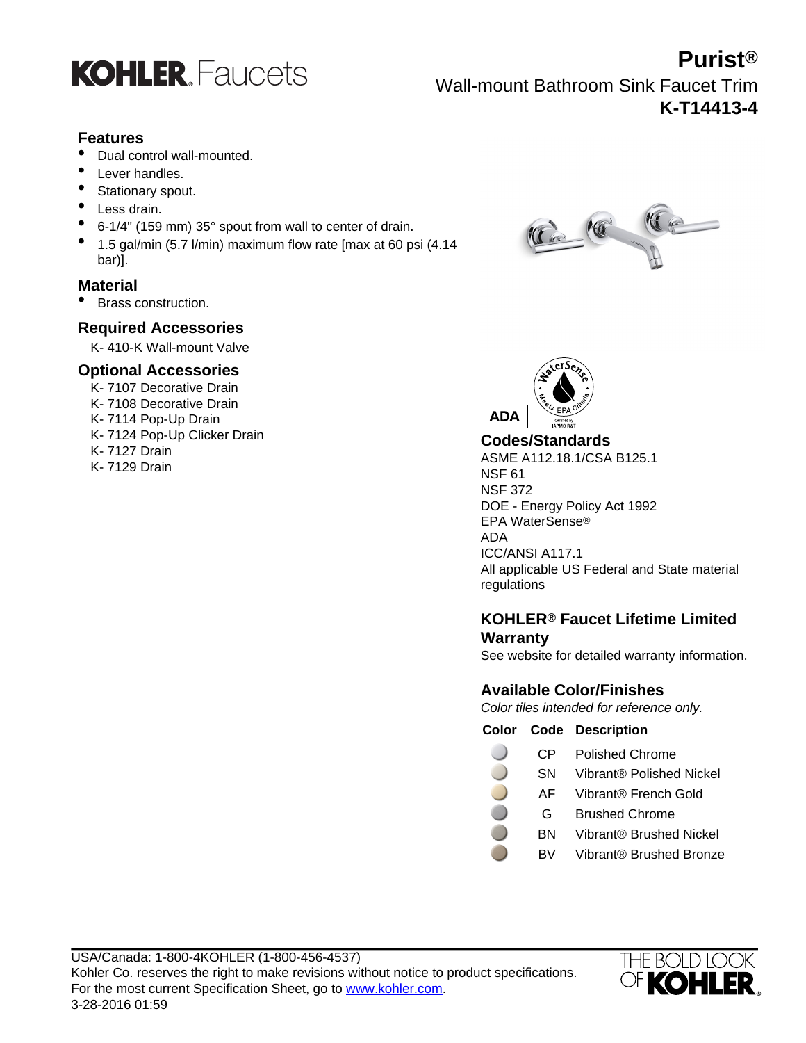KOHLER. Faucets

# Purist®

## Wall-mount Bathroom Sink Faucet Trim

## K-T14413-4

### Features

- Dual control wall-mounted.
- Lever handles.
- Stationary spout.
- Less drain.
- 6-1/4" (159 mm) 35° spout from wall to center of drain.
- 1.5 gal/min (5.7 l/min) maximum flow rate [max at 60 psi (4.14 bar)].

### Material

- Brass construction.

### Required Accessories

K- 410-K Wall-mount Valve

### Optional Accessories

K- 7107 Decorative Drain
K- 7108 Decorative Drain
K- 7114 Pop-Up Drain
K- 7124 Pop-Up Clicker Drain
K- 7127 Drain
K- 7129 Drain

ADA

### Codes/Standards

ASME A112.18.1/CSA B125.1
NSF 61
NSF 372
DOE - Energy Policy Act 1992
EPA WaterSense®
ADA
ICC/ANSI A117.1
All applicable US Federal and State material regulations

### KOHLER® Faucet Lifetime Limited Warranty

See website for detailed warranty information.

### Available Color/Finishes

*Color tiles intended for reference only.*

| Color | Code | Description |
|---|---|---|
| | CP | Polished Chrome |
| | SN | Vibrant® Polished Nickel |
| | AF | Vibrant® French Gold |
| | G | Brushed Chrome |
| | BN | Vibrant® Brushed Nickel |
| | BV | Vibrant® Brushed Bronze |

USA/Canada: 1-800-4KOHLER (1-800-456-4537)
Kohler Co. reserves the right to make revisions without notice to product specifications.
For the most current Specification Sheet, go to www.kohler.com.
3-28-2016 01:59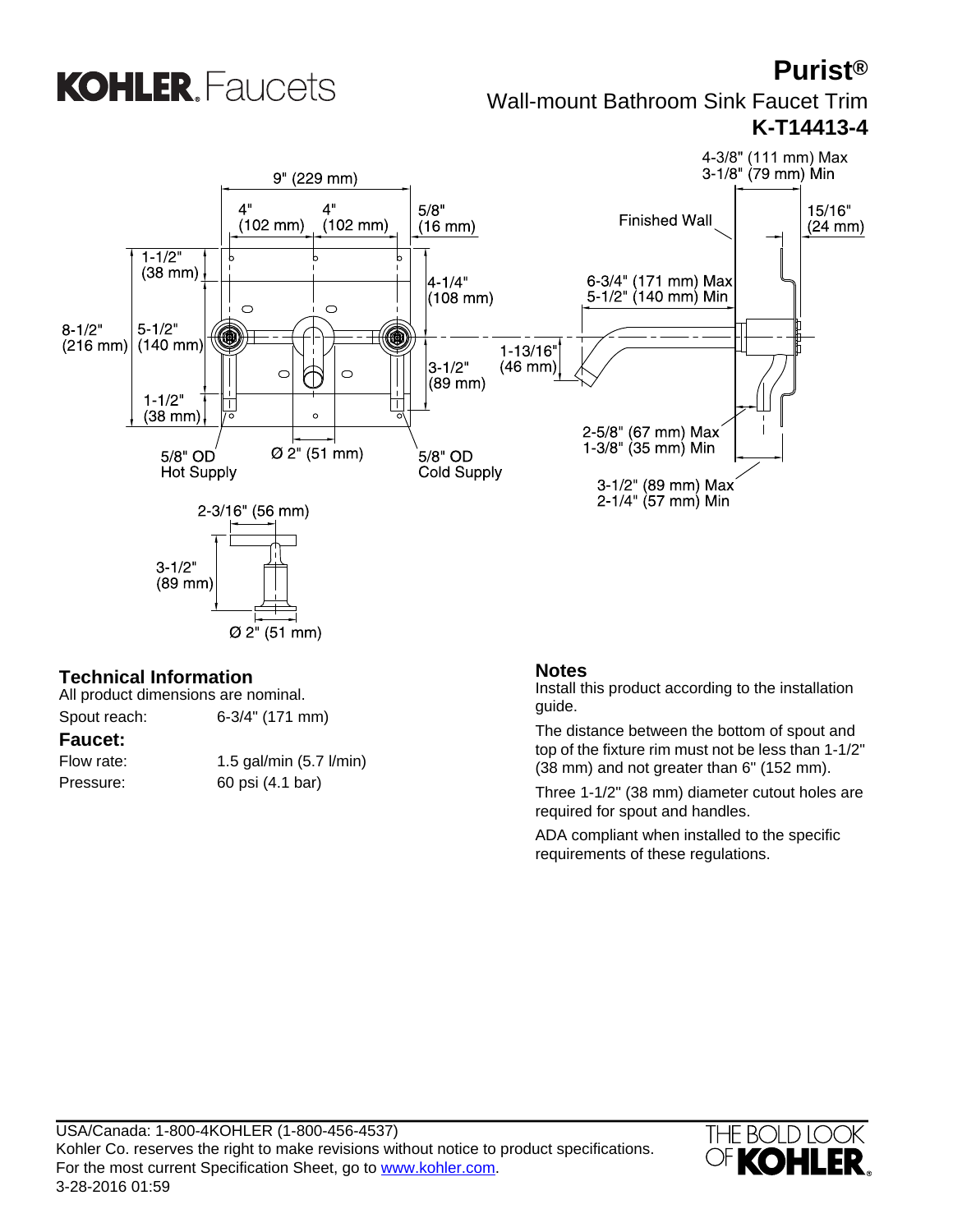# KOHLER Faucets

# Purist®

## Wall-mount Bathroom Sink Faucet Trim

## K-T14413-4

9" (229 mm)

4" (102 mm)

4" (102 mm)

5/8" (16 mm)

1-1/2" (38 mm)

4-1/4" (108 mm)

8-1/2" (216 mm)

5-1/2" (140 mm)

3-1/2" (89 mm)

1-1/2" (38 mm)

5/8" OD Hot Supply

Ø 2" (51 mm)

5/8" OD Cold Supply

1-13/16" (46 mm)

4-3/8" (111 mm) Max
3-1/8" (79 mm) Min

Finished Wall

15/16" (24 mm)

6-3/4" (171 mm) Max
5-1/2" (140 mm) Min

2-5/8" (67 mm) Max
1-3/8" (35 mm) Min

3-1/2" (89 mm) Max
2-1/4" (57 mm) Min

2-3/16" (56 mm)

3-1/2" (89 mm)

Ø 2" (51 mm)

### Technical Information

All product dimensions are nominal.

| | |
|---|---|
| Spout reach: | 6-3/4" (171 mm) |

**Faucet:**

| | |
|---|---|
| Flow rate: | 1.5 gal/min (5.7 l/min) |
| Pressure: | 60 psi (4.1 bar) |

### Notes

Install this product according to the installation guide.

The distance between the bottom of spout and top of the fixture rim must not be less than 1-1/2" (38 mm) and not greater than 6" (152 mm).

Three 1-1/2" (38 mm) diameter cutout holes are required for spout and handles.

ADA compliant when installed to the specific requirements of these regulations.

USA/Canada: 1-800-4KOHLER (1-800-456-4537)
Kohler Co. reserves the right to make revisions without notice to product specifications.
For the most current Specification Sheet, go to www.kohler.com.
3-28-2016 01:59

THE BOLD LOOK OF KOHLER.